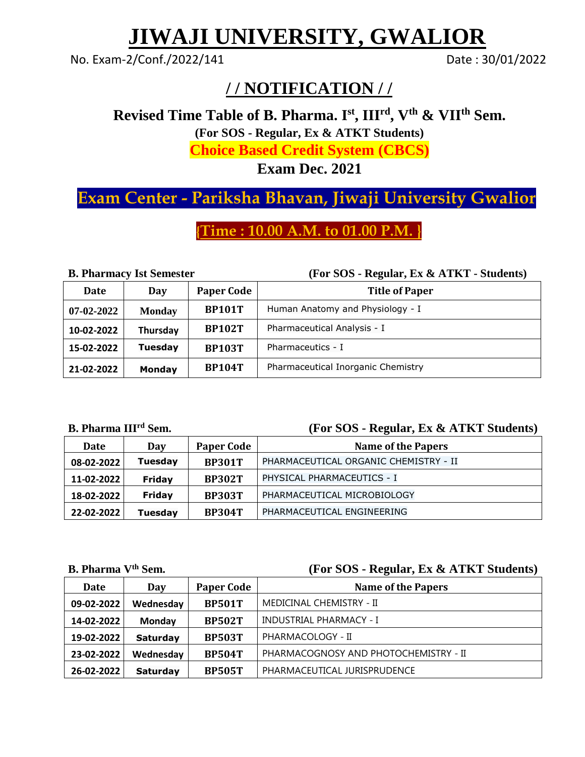# JIWAJI UNIVERSITY, GWALIOR

No. Exam-2/Conf./2022/141 Date : 30/01/2022

## / / NOTIFICATION / /

**Revised Time Table of B. Pharma. I$^{st}$, III$^{rd}$, V$^{th}$ & VII$^{th}$ Sem.**

**(For SOS - Regular, Ex & ATKT Students)**

**Choice Based Credit System (CBCS)**

**Exam Dec. 2021**

**Exam Center - Pariksha Bhavan, Jiwaji University Gwalior**

**{Time : 10.00 A.M. to 01.00 P.M. }**

**B. Pharmacy Ist Semester** **(For SOS - Regular, Ex & ATKT - Students)**

| Date | Day | Paper Code | Title of Paper |
|---|---|---|---|
| 07-02-2022 | Monday | BP101T | Human Anatomy and Physiology - I |
| 10-02-2022 | Thursday | BP102T | Pharmaceutical Analysis - I |
| 15-02-2022 | Tuesday | BP103T | Pharmaceutics - I |
| 21-02-2022 | Monday | BP104T | Pharmaceutical Inorganic Chemistry |

**B. Pharma III$^{rd}$ Sem.** **(For SOS - Regular, Ex & ATKT Students)**

| Date | Day | Paper Code | Name of the Papers |
|---|---|---|---|
| 08-02-2022 | Tuesday | BP301T | PHARMACEUTICAL ORGANIC CHEMISTRY - II |
| 11-02-2022 | Friday | BP302T | PHYSICAL PHARMACEUTICS - I |
| 18-02-2022 | Friday | BP303T | PHARMACEUTICAL MICROBIOLOGY |
| 22-02-2022 | Tuesday | BP304T | PHARMACEUTICAL ENGINEERING |

**B. Pharma V$^{th}$ Sem.** **(For SOS - Regular, Ex & ATKT Students)**

| Date | Day | Paper Code | Name of the Papers |
|---|---|---|---|
| 09-02-2022 | Wednesday | BP501T | MEDICINAL CHEMISTRY - II |
| 14-02-2022 | Monday | BP502T | INDUSTRIAL PHARMACY - I |
| 19-02-2022 | Saturday | BP503T | PHARMACOLOGY - II |
| 23-02-2022 | Wednesday | BP504T | PHARMACOGNOSY AND PHOTOCHEMISTRY - II |
| 26-02-2022 | Saturday | BP505T | PHARMACEUTICAL JURISPRUDENCE |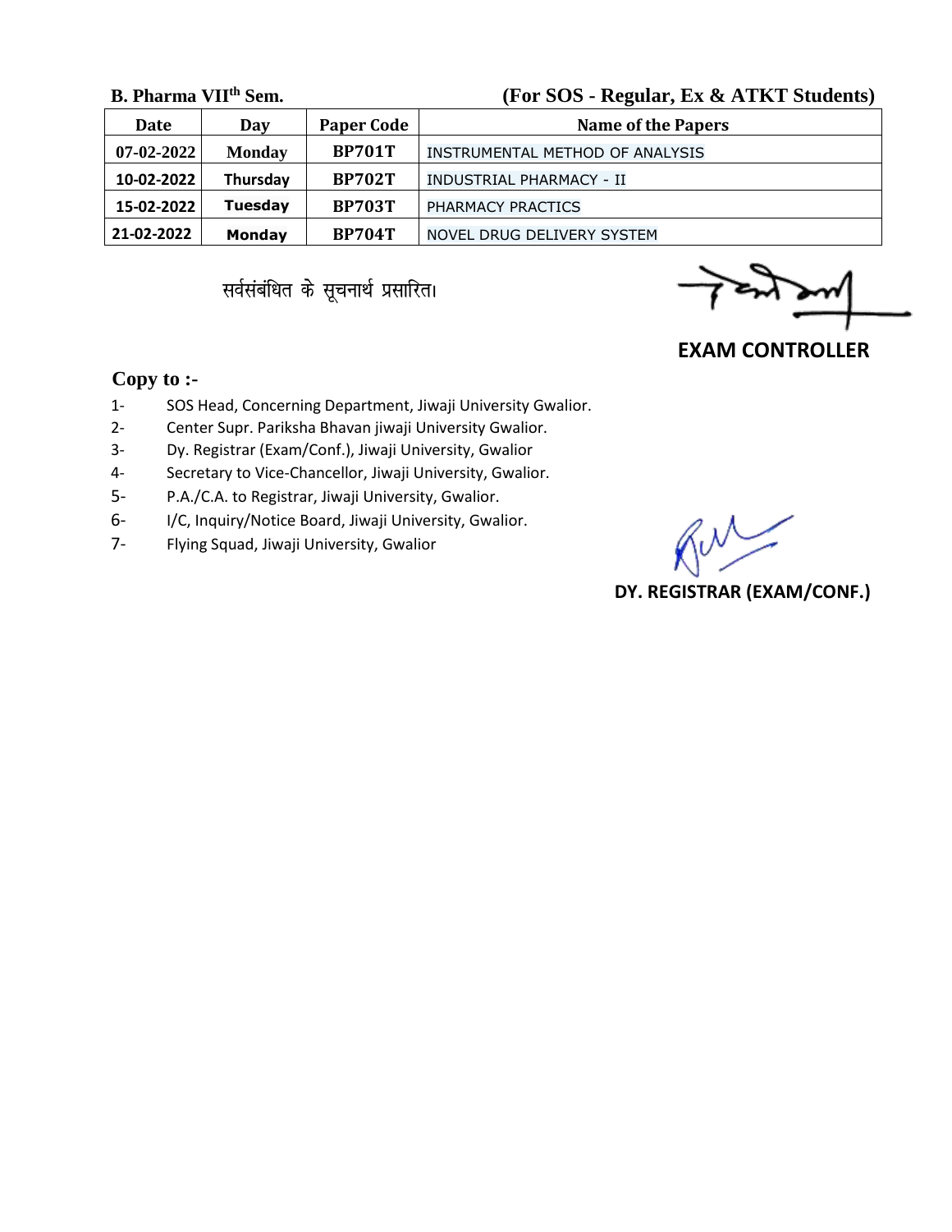**B. Pharma VII[th] Sem.** **(For SOS - Regular, Ex & ATKT Students)**

| Date | Day | Paper Code | Name of the Papers |
|---|---|---|---|
| 07-02-2022 | Monday | BP701T | INSTRUMENTAL METHOD OF ANALYSIS |
| 10-02-2022 | Thursday | BP702T | INDUSTRIAL PHARMACY - II |
| 15-02-2022 | Tuesday | BP703T | PHARMACY PRACTICS |
| 21-02-2022 | Monday | BP704T | NOVEL DRUG DELIVERY SYSTEM |

सर्वसंबंधित के सूचनार्थ प्रसारित।

**EXAM CONTROLLER**

**Copy to :-**

1- SOS Head, Concerning Department, Jiwaji University Gwalior.
2- Center Supr. Pariksha Bhavan jiwaji University Gwalior.
3- Dy. Registrar (Exam/Conf.), Jiwaji University, Gwalior
4- Secretary to Vice-Chancellor, Jiwaji University, Gwalior.
5- P.A./C.A. to Registrar, Jiwaji University, Gwalior.
6- I/C, Inquiry/Notice Board, Jiwaji University, Gwalior.
7- Flying Squad, Jiwaji University, Gwalior

**DY. REGISTRAR (EXAM/CONF.)**